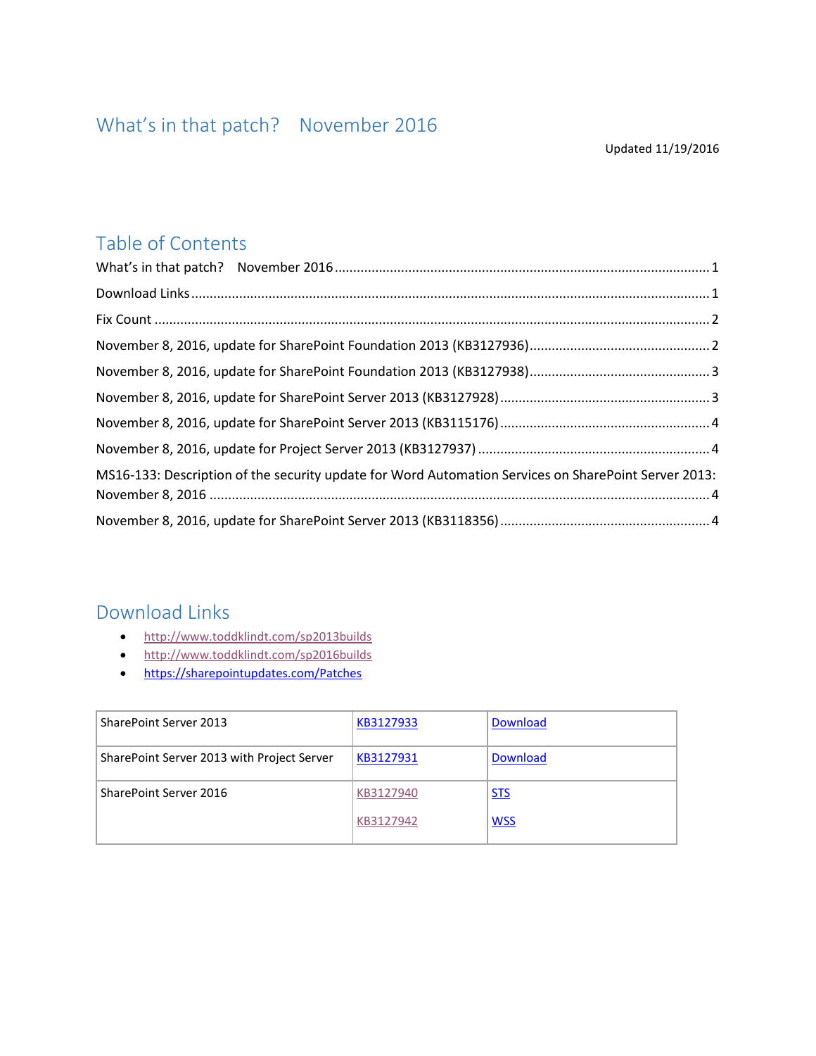# What's in that patch? November 2016

Updated 11/19/2016

## Table of Contents

What's in that patch? November 2016 ........................................ 1

Download Links ........................................ 1

Fix Count ........................................ 2

November 8, 2016, update for SharePoint Foundation 2013 (KB3127936) ........................................ 2

November 8, 2016, update for SharePoint Foundation 2013 (KB3127938) ........................................ 3

November 8, 2016, update for SharePoint Server 2013 (KB3127928) ........................................ 3

November 8, 2016, update for SharePoint Server 2013 (KB3115176) ........................................ 4

November 8, 2016, update for Project Server 2013 (KB3127937) ........................................ 4

MS16-133: Description of the security update for Word Automation Services on SharePoint Server 2013: November 8, 2016 ........................................ 4

November 8, 2016, update for SharePoint Server 2013 (KB3118356) ........................................ 4

## Download Links

- http://www.toddklindt.com/sp2013builds
- http://www.toddklindt.com/sp2016builds
- https://sharepointupdates.com/Patches

| | | |
|---|---|---|
| SharePoint Server 2013 | KB3127933 | Download |
| SharePoint Server 2013 with Project Server | KB3127931 | Download |
| SharePoint Server 2016 | KB3127940<br><br>KB3127942 | STS<br><br>WSS |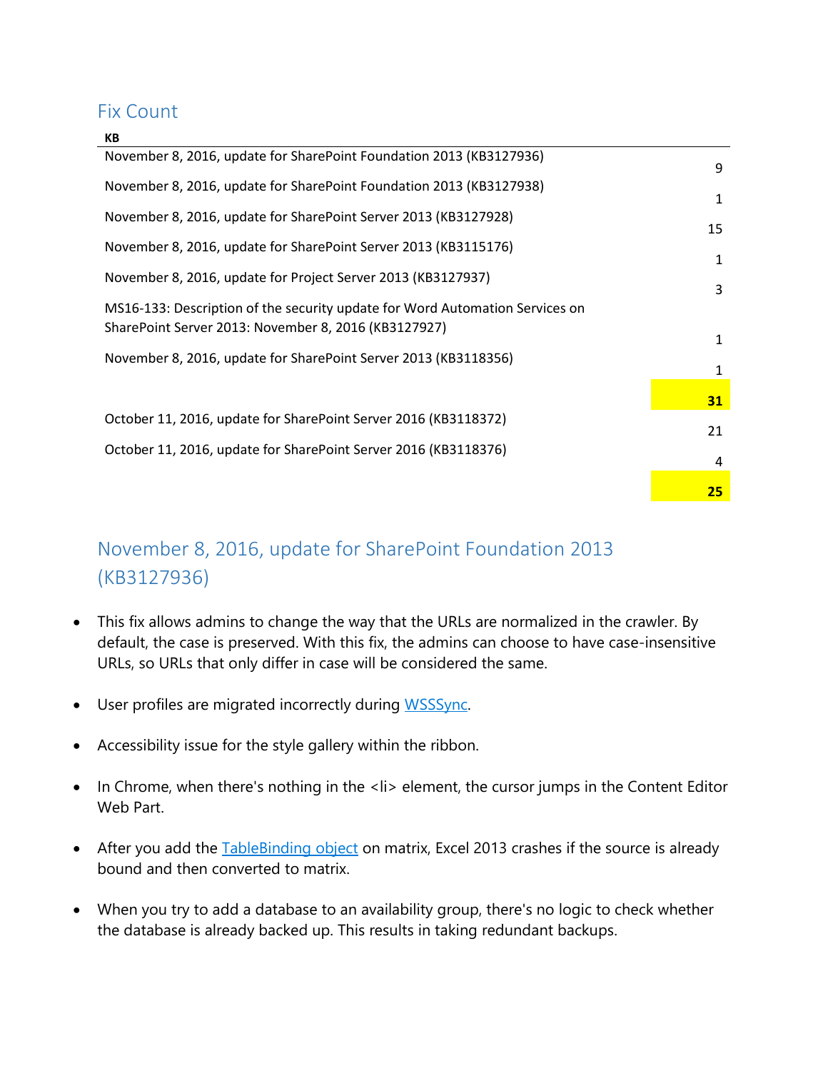## Fix Count

| KB | |
|---|---|
| November 8, 2016, update for SharePoint Foundation 2013 (KB3127936) | 9 |
| November 8, 2016, update for SharePoint Foundation 2013 (KB3127938) | 1 |
| November 8, 2016, update for SharePoint Server 2013 (KB3127928) | 15 |
| November 8, 2016, update for SharePoint Server 2013 (KB3115176) | 1 |
| November 8, 2016, update for Project Server 2013 (KB3127937) | 3 |
| MS16-133: Description of the security update for Word Automation Services on SharePoint Server 2013: November 8, 2016 (KB3127927) | 1 |
| November 8, 2016, update for SharePoint Server 2013 (KB3118356) | 1 |
| | **31** |
| October 11, 2016, update for SharePoint Server 2016 (KB3118372) | 21 |
| October 11, 2016, update for SharePoint Server 2016 (KB3118376) | 4 |
| | **25** |

## November 8, 2016, update for SharePoint Foundation 2013 (KB3127936)

- This fix allows admins to change the way that the URLs are normalized in the crawler. By default, the case is preserved. With this fix, the admins can choose to have case-insensitive URLs, so URLs that only differ in case will be considered the same.
- User profiles are migrated incorrectly during WSSSync.
- Accessibility issue for the style gallery within the ribbon.
- In Chrome, when there's nothing in the <li> element, the cursor jumps in the Content Editor Web Part.
- After you add the TableBinding object on matrix, Excel 2013 crashes if the source is already bound and then converted to matrix.
- When you try to add a database to an availability group, there's no logic to check whether the database is already backed up. This results in taking redundant backups.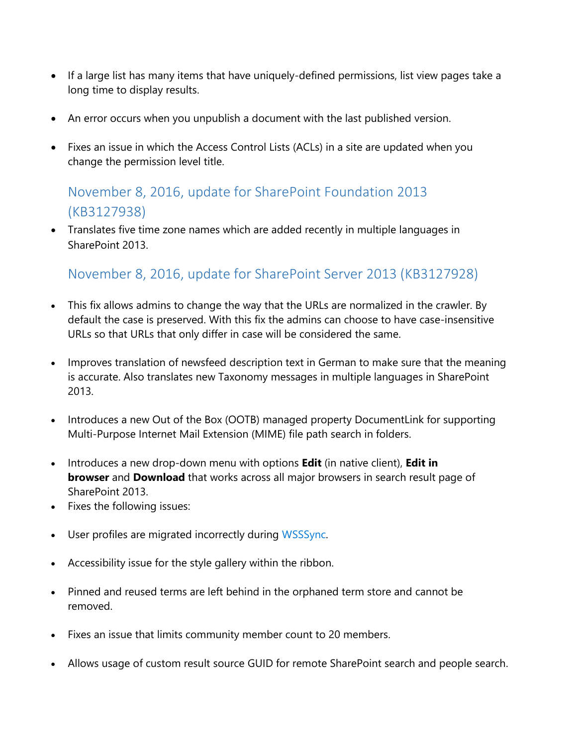- If a large list has many items that have uniquely-defined permissions, list view pages take a long time to display results.
- An error occurs when you unpublish a document with the last published version.
- Fixes an issue in which the Access Control Lists (ACLs) in a site are updated when you change the permission level title.

## November 8, 2016, update for SharePoint Foundation 2013 (KB3127938)

- Translates five time zone names which are added recently in multiple languages in SharePoint 2013.

## November 8, 2016, update for SharePoint Server 2013 (KB3127928)

- This fix allows admins to change the way that the URLs are normalized in the crawler. By default the case is preserved. With this fix the admins can choose to have case-insensitive URLs so that URLs that only differ in case will be considered the same.
- Improves translation of newsfeed description text in German to make sure that the meaning is accurate. Also translates new Taxonomy messages in multiple languages in SharePoint 2013.
- Introduces a new Out of the Box (OOTB) managed property DocumentLink for supporting Multi-Purpose Internet Mail Extension (MIME) file path search in folders.
- Introduces a new drop-down menu with options **Edit** (in native client), **Edit in browser** and **Download** that works across all major browsers in search result page of SharePoint 2013.
- Fixes the following issues:
- User profiles are migrated incorrectly during WSSSync.
- Accessibility issue for the style gallery within the ribbon.
- Pinned and reused terms are left behind in the orphaned term store and cannot be removed.
- Fixes an issue that limits community member count to 20 members.
- Allows usage of custom result source GUID for remote SharePoint search and people search.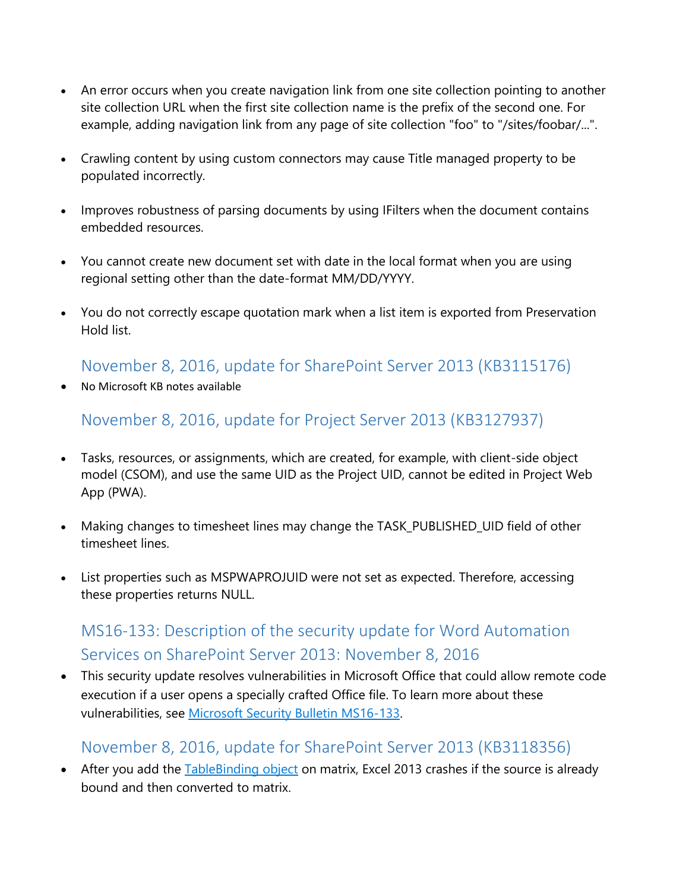- An error occurs when you create navigation link from one site collection pointing to another site collection URL when the first site collection name is the prefix of the second one. For example, adding navigation link from any page of site collection "foo" to "/sites/foobar/...".

- Crawling content by using custom connectors may cause Title managed property to be populated incorrectly.

- Improves robustness of parsing documents by using IFilters when the document contains embedded resources.

- You cannot create new document set with date in the local format when you are using regional setting other than the date-format MM/DD/YYYY.

- You do not correctly escape quotation mark when a list item is exported from Preservation Hold list.

### November 8, 2016, update for SharePoint Server 2013 (KB3115176)

- No Microsoft KB notes available

### November 8, 2016, update for Project Server 2013 (KB3127937)

- Tasks, resources, or assignments, which are created, for example, with client-side object model (CSOM), and use the same UID as the Project UID, cannot be edited in Project Web App (PWA).

- Making changes to timesheet lines may change the TASK_PUBLISHED_UID field of other timesheet lines.

- List properties such as MSPWAPROJUID were not set as expected. Therefore, accessing these properties returns NULL.

### MS16-133: Description of the security update for Word Automation Services on SharePoint Server 2013: November 8, 2016

- This security update resolves vulnerabilities in Microsoft Office that could allow remote code execution if a user opens a specially crafted Office file. To learn more about these vulnerabilities, see [Microsoft Security Bulletin MS16-133]().

### November 8, 2016, update for SharePoint Server 2013 (KB3118356)

- After you add the [TableBinding object]() on matrix, Excel 2013 crashes if the source is already bound and then converted to matrix.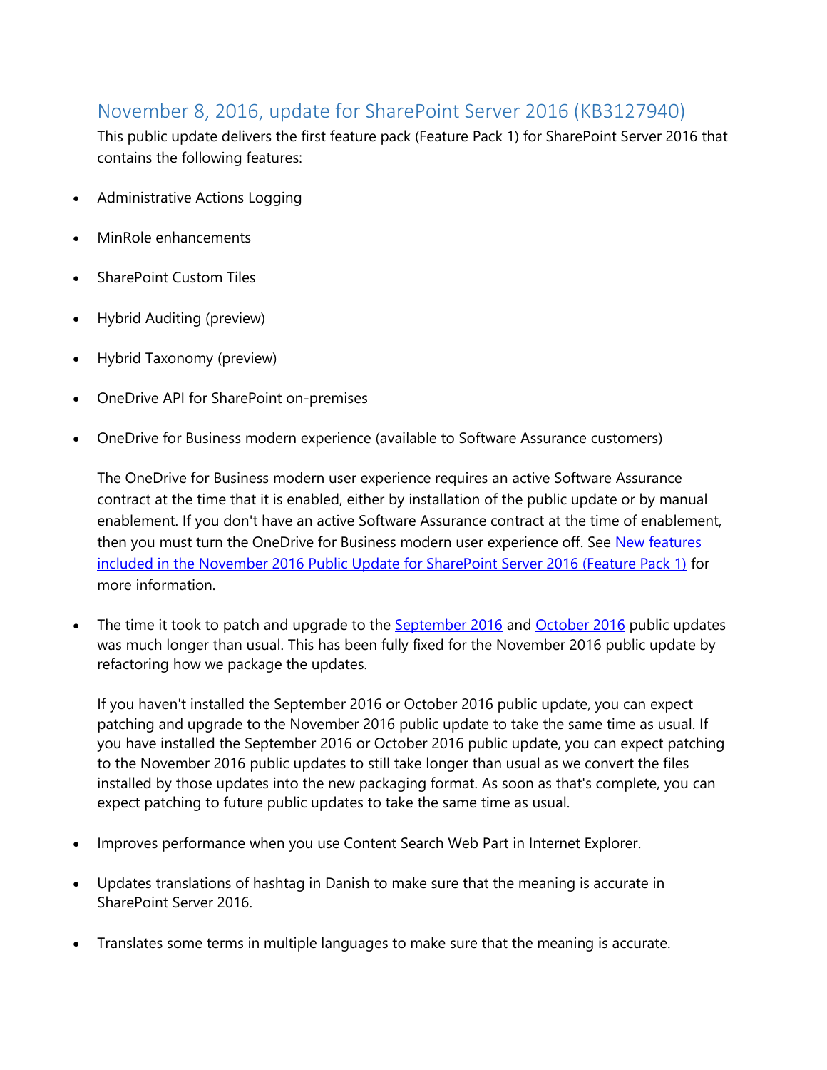## November 8, 2016, update for SharePoint Server 2016 (KB3127940)

This public update delivers the first feature pack (Feature Pack 1) for SharePoint Server 2016 that contains the following features:

- Administrative Actions Logging
- MinRole enhancements
- SharePoint Custom Tiles
- Hybrid Auditing (preview)
- Hybrid Taxonomy (preview)
- OneDrive API for SharePoint on-premises
- OneDrive for Business modern experience (available to Software Assurance customers)

  The OneDrive for Business modern user experience requires an active Software Assurance contract at the time that it is enabled, either by installation of the public update or by manual enablement. If you don't have an active Software Assurance contract at the time of enablement, then you must turn the OneDrive for Business modern user experience off. See [New features included in the November 2016 Public Update for SharePoint Server 2016 (Feature Pack 1)]() for more information.

- The time it took to patch and upgrade to the [September 2016]() and [October 2016]() public updates was much longer than usual. This has been fully fixed for the November 2016 public update by refactoring how we package the updates.

  If you haven't installed the September 2016 or October 2016 public update, you can expect patching and upgrade to the November 2016 public update to take the same time as usual. If you have installed the September 2016 or October 2016 public update, you can expect patching to the November 2016 public updates to still take longer than usual as we convert the files installed by those updates into the new packaging format. As soon as that's complete, you can expect patching to future public updates to take the same time as usual.

- Improves performance when you use Content Search Web Part in Internet Explorer.
- Updates translations of hashtag in Danish to make sure that the meaning is accurate in SharePoint Server 2016.
- Translates some terms in multiple languages to make sure that the meaning is accurate.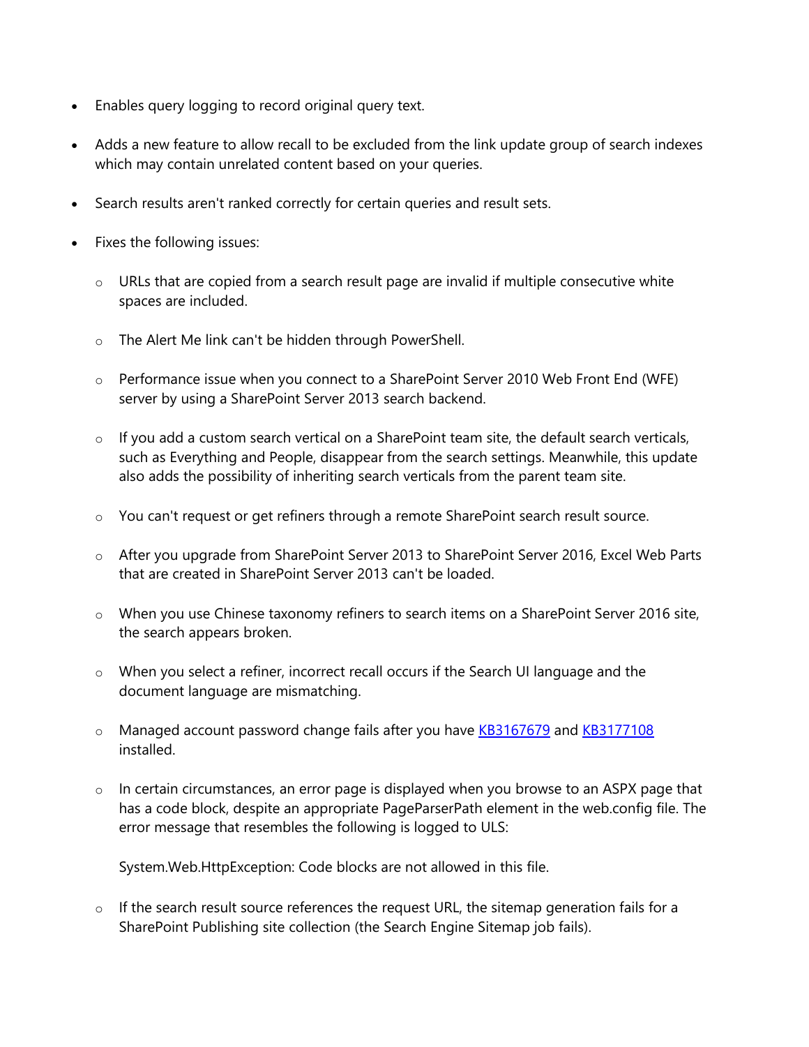- Enables query logging to record original query text.
- Adds a new feature to allow recall to be excluded from the link update group of search indexes which may contain unrelated content based on your queries.
- Search results aren't ranked correctly for certain queries and result sets.
- Fixes the following issues:
  - URLs that are copied from a search result page are invalid if multiple consecutive white spaces are included.
  - The Alert Me link can't be hidden through PowerShell.
  - Performance issue when you connect to a SharePoint Server 2010 Web Front End (WFE) server by using a SharePoint Server 2013 search backend.
  - If you add a custom search vertical on a SharePoint team site, the default search verticals, such as Everything and People, disappear from the search settings. Meanwhile, this update also adds the possibility of inheriting search verticals from the parent team site.
  - You can't request or get refiners through a remote SharePoint search result source.
  - After you upgrade from SharePoint Server 2013 to SharePoint Server 2016, Excel Web Parts that are created in SharePoint Server 2013 can't be loaded.
  - When you use Chinese taxonomy refiners to search items on a SharePoint Server 2016 site, the search appears broken.
  - When you select a refiner, incorrect recall occurs if the Search UI language and the document language are mismatching.
  - Managed account password change fails after you have KB3167679 and KB3177108 installed.
  - In certain circumstances, an error page is displayed when you browse to an ASPX page that has a code block, despite an appropriate PageParserPath element in the web.config file. The error message that resembles the following is logged to ULS:

    System.Web.HttpException: Code blocks are not allowed in this file.
  - If the search result source references the request URL, the sitemap generation fails for a SharePoint Publishing site collection (the Search Engine Sitemap job fails).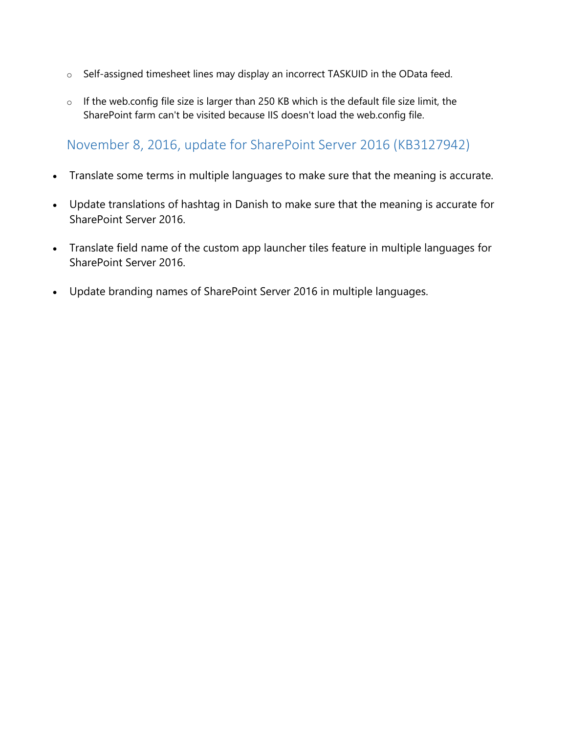- Self-assigned timesheet lines may display an incorrect TASKUID in the OData feed.
  - If the web.config file size is larger than 250 KB which is the default file size limit, the SharePoint farm can't be visited because IIS doesn't load the web.config file.

## November 8, 2016, update for SharePoint Server 2016 (KB3127942)

- Translate some terms in multiple languages to make sure that the meaning is accurate.
- Update translations of hashtag in Danish to make sure that the meaning is accurate for SharePoint Server 2016.
- Translate field name of the custom app launcher tiles feature in multiple languages for SharePoint Server 2016.
- Update branding names of SharePoint Server 2016 in multiple languages.